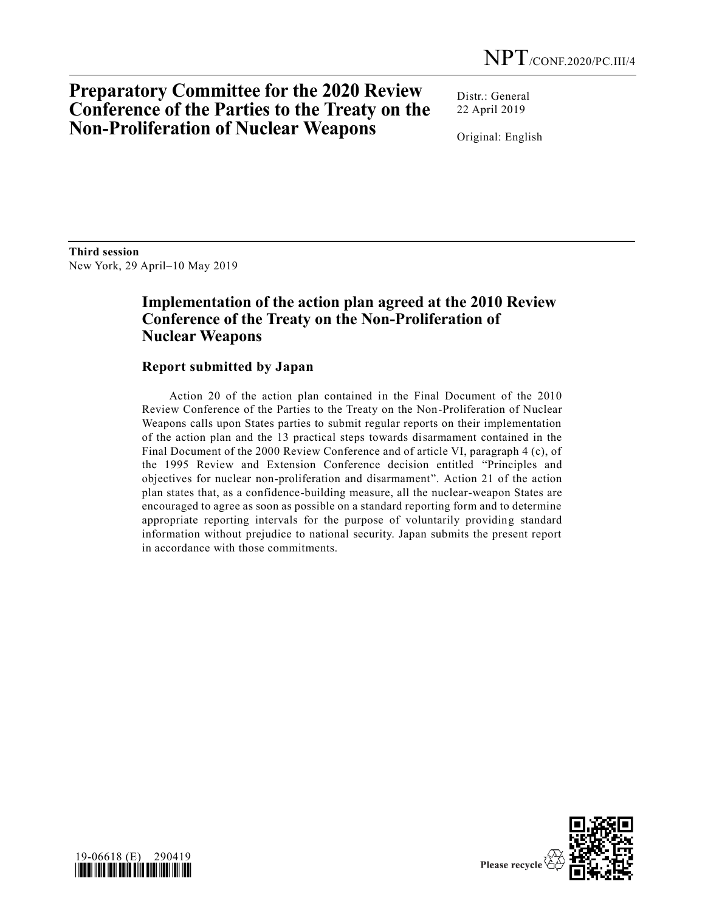NPT/CONF.2020/PC.III/4

# Preparatory Committee for the 2020 Review Conference of the Parties to the Treaty on the Non-Proliferation of Nuclear Weapons

Distr.: General
22 April 2019

Original: English

**Third session**
New York, 29 April–10 May 2019

## Implementation of the action plan agreed at the 2010 Review Conference of the Treaty on the Non-Proliferation of Nuclear Weapons

### Report submitted by Japan

Action 20 of the action plan contained in the Final Document of the 2010 Review Conference of the Parties to the Treaty on the Non-Proliferation of Nuclear Weapons calls upon States parties to submit regular reports on their implementation of the action plan and the 13 practical steps towards disarmament contained in the Final Document of the 2000 Review Conference and of article VI, paragraph 4 (c), of the 1995 Review and Extension Conference decision entitled "Principles and objectives for nuclear non-proliferation and disarmament". Action 21 of the action plan states that, as a confidence-building measure, all the nuclear-weapon States are encouraged to agree as soon as possible on a standard reporting form and to determine appropriate reporting intervals for the purpose of voluntarily providing standard information without prejudice to national security. Japan submits the present report in accordance with those commitments.

19-06618 (E) 290419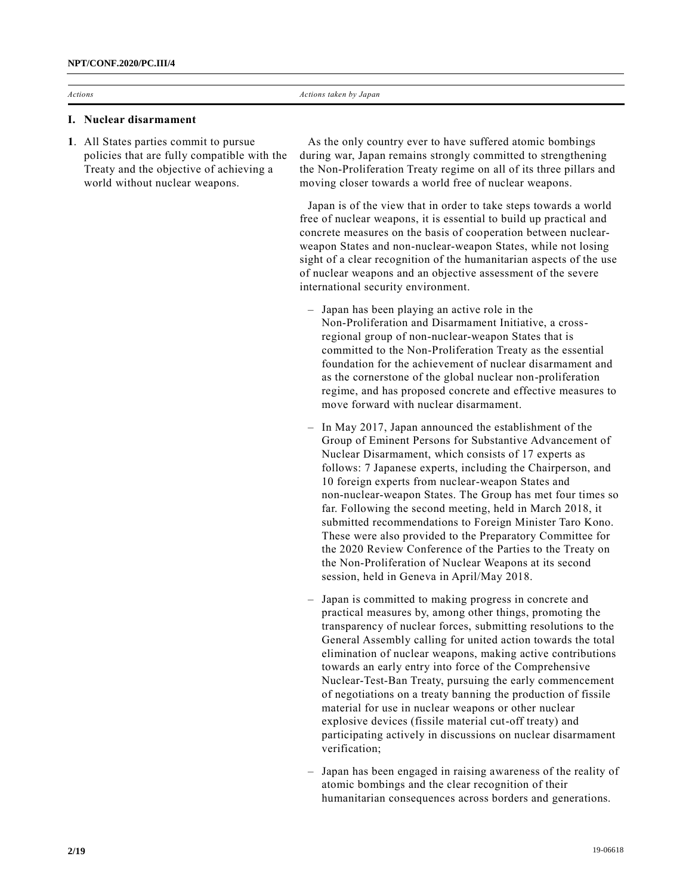| *Actions* | *Actions taken by Japan* |
|---|---|
| **I. Nuclear disarmament** | |
| **1**. All States parties commit to pursue policies that are fully compatible with the Treaty and the objective of achieving a world without nuclear weapons. | As the only country ever to have suffered atomic bombings during war, Japan remains strongly committed to strengthening the Non-Proliferation Treaty regime on all of its three pillars and moving closer towards a world free of nuclear weapons.<br><br>Japan is of the view that in order to take steps towards a world free of nuclear weapons, it is essential to build up practical and concrete measures on the basis of cooperation between nuclear-weapon States and non-nuclear-weapon States, while not losing sight of a clear recognition of the humanitarian aspects of the use of nuclear weapons and an objective assessment of the severe international security environment.<br><br>– Japan has been playing an active role in the Non-Proliferation and Disarmament Initiative, a cross-regional group of non-nuclear-weapon States that is committed to the Non-Proliferation Treaty as the essential foundation for the achievement of nuclear disarmament and as the cornerstone of the global nuclear non-proliferation regime, and has proposed concrete and effective measures to move forward with nuclear disarmament.<br><br>– In May 2017, Japan announced the establishment of the Group of Eminent Persons for Substantive Advancement of Nuclear Disarmament, which consists of 17 experts as follows: 7 Japanese experts, including the Chairperson, and 10 foreign experts from nuclear-weapon States and non-nuclear-weapon States. The Group has met four times so far. Following the second meeting, held in March 2018, it submitted recommendations to Foreign Minister Taro Kono. These were also provided to the Preparatory Committee for the 2020 Review Conference of the Parties to the Treaty on the Non-Proliferation of Nuclear Weapons at its second session, held in Geneva in April/May 2018.<br><br>– Japan is committed to making progress in concrete and practical measures by, among other things, promoting the transparency of nuclear forces, submitting resolutions to the General Assembly calling for united action towards the total elimination of nuclear weapons, making active contributions towards an early entry into force of the Comprehensive Nuclear-Test-Ban Treaty, pursuing the early commencement of negotiations on a treaty banning the production of fissile material for use in nuclear weapons or other nuclear explosive devices (fissile material cut-off treaty) and participating actively in discussions on nuclear disarmament verification;<br><br>– Japan has been engaged in raising awareness of the reality of atomic bombings and the clear recognition of their humanitarian consequences across borders and generations. |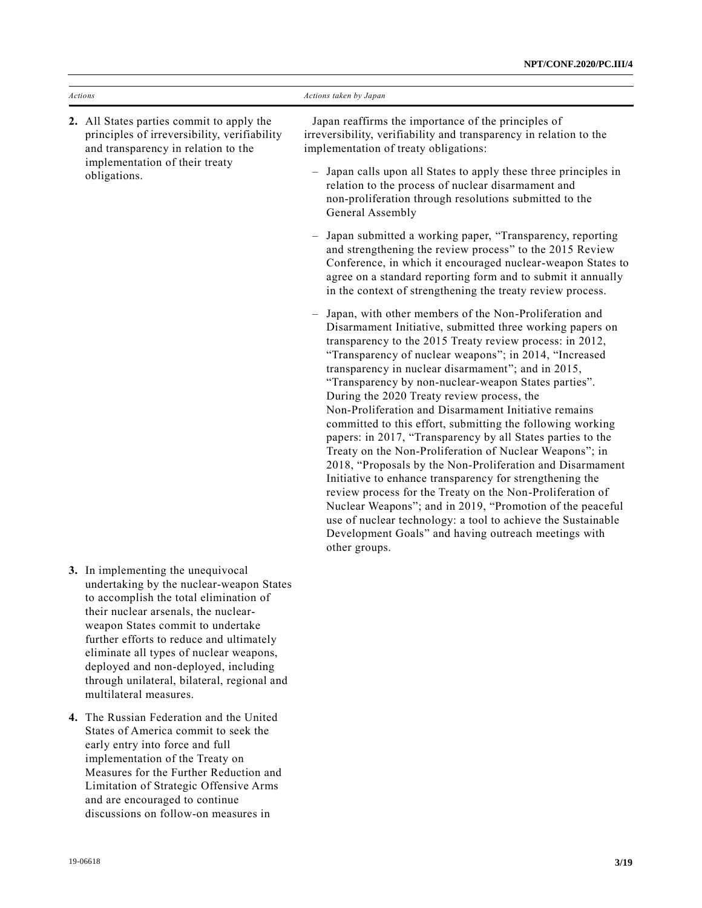| *Actions* | *Actions taken by Japan* |
|---|---|
| **2.** All States parties commit to apply the principles of irreversibility, verifiability and transparency in relation to the implementation of their treaty obligations. | Japan reaffirms the importance of the principles of irreversibility, verifiability and transparency in relation to the implementation of treaty obligations:<br><br>– Japan calls upon all States to apply these three principles in relation to the process of nuclear disarmament and non-proliferation through resolutions submitted to the General Assembly<br><br>– Japan submitted a working paper, "Transparency, reporting and strengthening the review process" to the 2015 Review Conference, in which it encouraged nuclear-weapon States to agree on a standard reporting form and to submit it annually in the context of strengthening the treaty review process.<br><br>– Japan, with other members of the Non-Proliferation and Disarmament Initiative, submitted three working papers on transparency to the 2015 Treaty review process: in 2012, "Transparency of nuclear weapons"; in 2014, "Increased transparency in nuclear disarmament"; and in 2015, "Transparency by non-nuclear-weapon States parties". During the 2020 Treaty review process, the Non-Proliferation and Disarmament Initiative remains committed to this effort, submitting the following working papers: in 2017, "Transparency by all States parties to the Treaty on the Non-Proliferation of Nuclear Weapons"; in 2018, "Proposals by the Non-Proliferation and Disarmament Initiative to enhance transparency for strengthening the review process for the Treaty on the Non-Proliferation of Nuclear Weapons"; and in 2019, "Promotion of the peaceful use of nuclear technology: a tool to achieve the Sustainable Development Goals" and having outreach meetings with other groups. |
| **3.** In implementing the unequivocal undertaking by the nuclear-weapon States to accomplish the total elimination of their nuclear arsenals, the nuclear-weapon States commit to undertake further efforts to reduce and ultimately eliminate all types of nuclear weapons, deployed and non-deployed, including through unilateral, bilateral, regional and multilateral measures. | |
| **4.** The Russian Federation and the United States of America commit to seek the early entry into force and full implementation of the Treaty on Measures for the Further Reduction and Limitation of Strategic Offensive Arms and are encouraged to continue discussions on follow-on measures in | |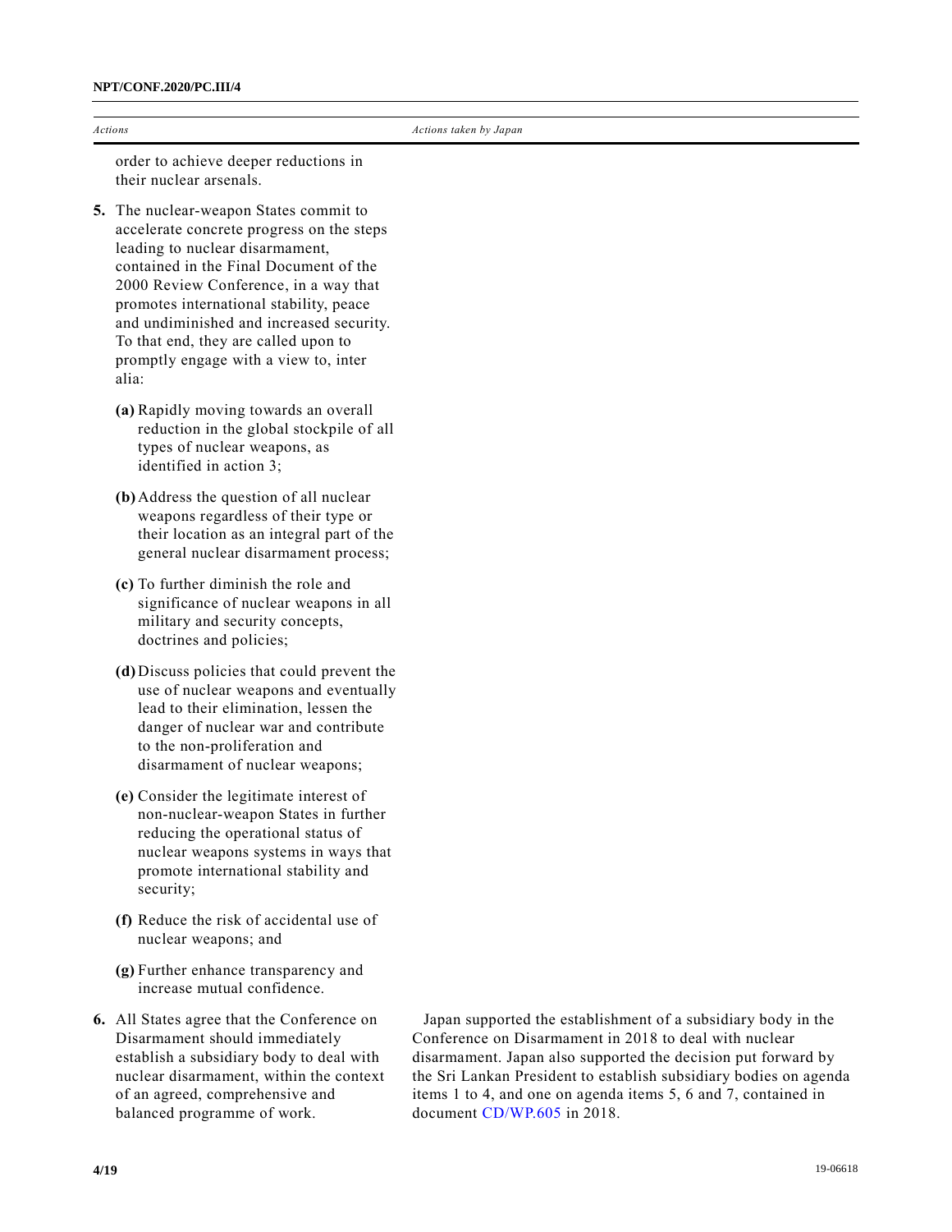| *Actions* | *Actions taken by Japan* |
|---|---|
| order to achieve deeper reductions in their nuclear arsenals. | |
| **5.** The nuclear-weapon States commit to accelerate concrete progress on the steps leading to nuclear disarmament, contained in the Final Document of the 2000 Review Conference, in a way that promotes international stability, peace and undiminished and increased security. To that end, they are called upon to promptly engage with a view to, inter alia: | |
| **(a)** Rapidly moving towards an overall reduction in the global stockpile of all types of nuclear weapons, as identified in action 3; | |
| **(b)** Address the question of all nuclear weapons regardless of their type or their location as an integral part of the general nuclear disarmament process; | |
| **(c)** To further diminish the role and significance of nuclear weapons in all military and security concepts, doctrines and policies; | |
| **(d)** Discuss policies that could prevent the use of nuclear weapons and eventually lead to their elimination, lessen the danger of nuclear war and contribute to the non-proliferation and disarmament of nuclear weapons; | |
| **(e)** Consider the legitimate interest of non-nuclear-weapon States in further reducing the operational status of nuclear weapons systems in ways that promote international stability and security; | |
| **(f)** Reduce the risk of accidental use of nuclear weapons; and | |
| **(g)** Further enhance transparency and increase mutual confidence. | |
| **6.** All States agree that the Conference on Disarmament should immediately establish a subsidiary body to deal with nuclear disarmament, within the context of an agreed, comprehensive and balanced programme of work. | Japan supported the establishment of a subsidiary body in the Conference on Disarmament in 2018 to deal with nuclear disarmament. Japan also supported the decision put forward by the Sri Lankan President to establish subsidiary bodies on agenda items 1 to 4, and one on agenda items 5, 6 and 7, contained in document CD/WP.605 in 2018. |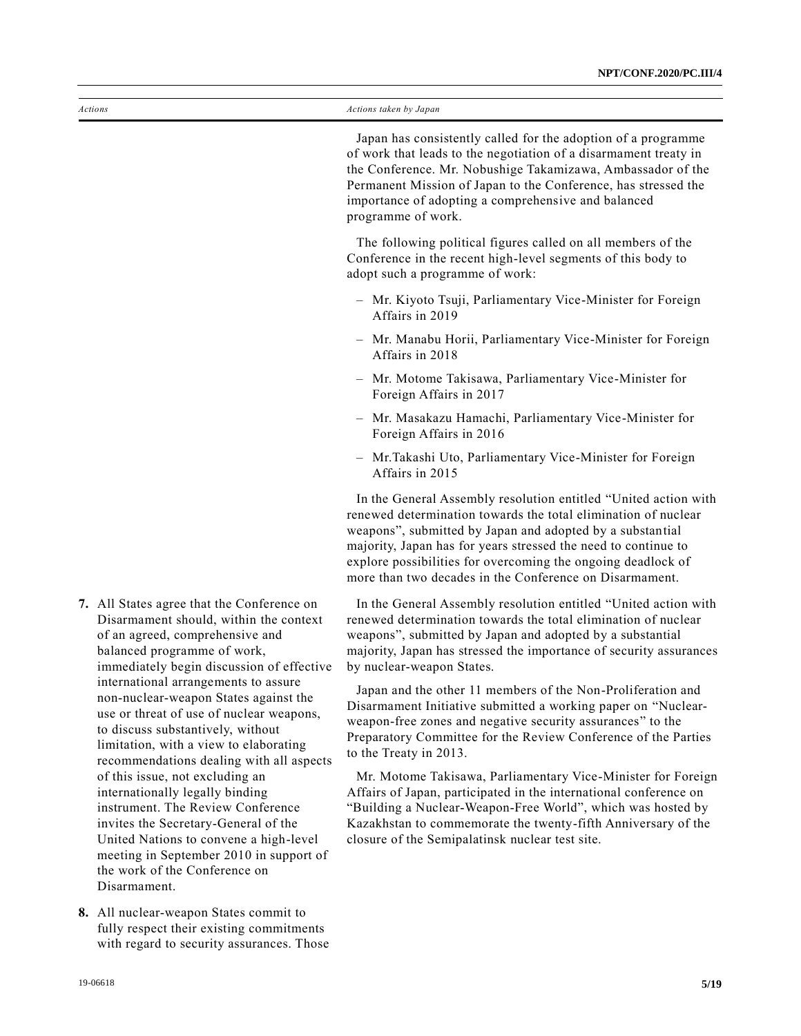| *Actions* | *Actions taken by Japan* |
| --- | --- |
| | Japan has consistently called for the adoption of a programme of work that leads to the negotiation of a disarmament treaty in the Conference. Mr. Nobushige Takamizawa, Ambassador of the Permanent Mission of Japan to the Conference, has stressed the importance of adopting a comprehensive and balanced programme of work.<br><br>The following political figures called on all members of the Conference in the recent high-level segments of this body to adopt such a programme of work:<br><br>– Mr. Kiyoto Tsuji, Parliamentary Vice-Minister for Foreign Affairs in 2019<br>– Mr. Manabu Horii, Parliamentary Vice-Minister for Foreign Affairs in 2018<br>– Mr. Motome Takisawa, Parliamentary Vice-Minister for Foreign Affairs in 2017<br>– Mr. Masakazu Hamachi, Parliamentary Vice-Minister for Foreign Affairs in 2016<br>– Mr.Takashi Uto, Parliamentary Vice-Minister for Foreign Affairs in 2015<br><br>In the General Assembly resolution entitled "United action with renewed determination towards the total elimination of nuclear weapons", submitted by Japan and adopted by a substantial majority, Japan has for years stressed the need to continue to explore possibilities for overcoming the ongoing deadlock of more than two decades in the Conference on Disarmament. |
| **7.** All States agree that the Conference on Disarmament should, within the context of an agreed, comprehensive and balanced programme of work, immediately begin discussion of effective international arrangements to assure non-nuclear-weapon States against the use or threat of use of nuclear weapons, to discuss substantively, without limitation, with a view to elaborating recommendations dealing with all aspects of this issue, not excluding an internationally legally binding instrument. The Review Conference invites the Secretary-General of the United Nations to convene a high-level meeting in September 2010 in support of the work of the Conference on Disarmament. | In the General Assembly resolution entitled "United action with renewed determination towards the total elimination of nuclear weapons", submitted by Japan and adopted by a substantial majority, Japan has stressed the importance of security assurances by nuclear-weapon States.<br><br>Japan and the other 11 members of the Non-Proliferation and Disarmament Initiative submitted a working paper on "Nuclear-weapon-free zones and negative security assurances" to the Preparatory Committee for the Review Conference of the Parties to the Treaty in 2013.<br><br>Mr. Motome Takisawa, Parliamentary Vice-Minister for Foreign Affairs of Japan, participated in the international conference on "Building a Nuclear-Weapon-Free World", which was hosted by Kazakhstan to commemorate the twenty-fifth Anniversary of the closure of the Semipalatinsk nuclear test site. |
| **8.** All nuclear-weapon States commit to fully respect their existing commitments with regard to security assurances. Those | |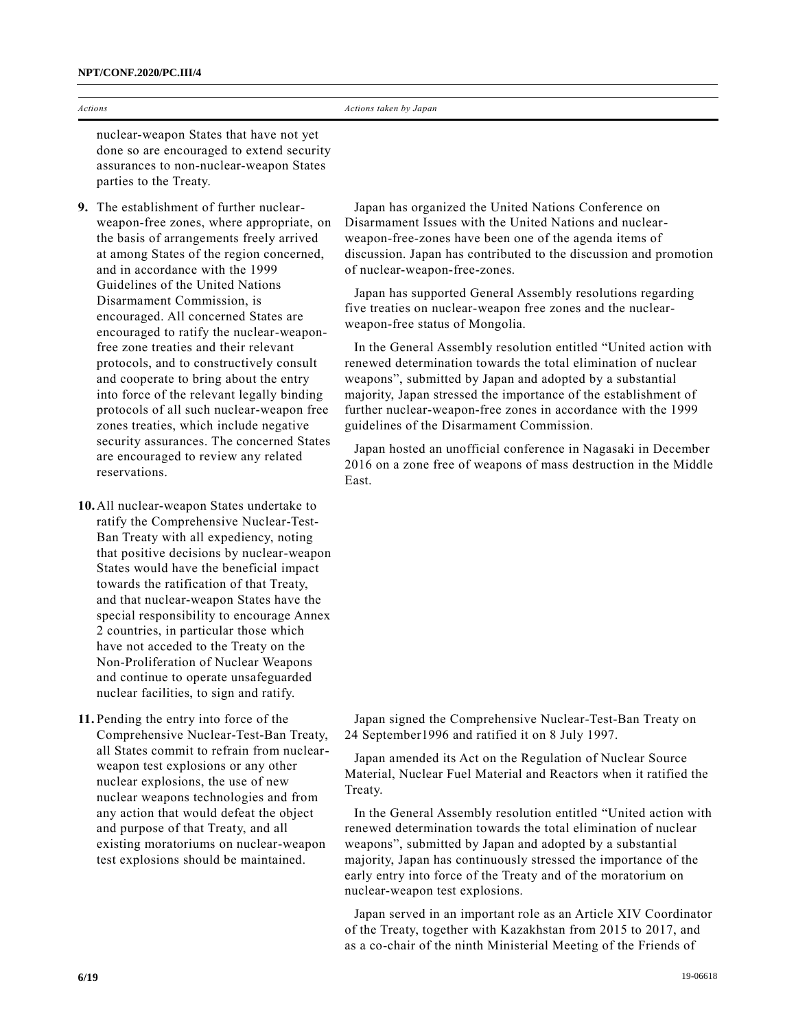| Actions | Actions taken by Japan |
| --- | --- |
| nuclear-weapon States that have not yet done so are encouraged to extend security assurances to non-nuclear-weapon States parties to the Treaty. | |
| **9.** The establishment of further nuclear-weapon-free zones, where appropriate, on the basis of arrangements freely arrived at among States of the region concerned, and in accordance with the 1999 Guidelines of the United Nations Disarmament Commission, is encouraged. All concerned States are encouraged to ratify the nuclear-weapon-free zone treaties and their relevant protocols, and to constructively consult and cooperate to bring about the entry into force of the relevant legally binding protocols of all such nuclear-weapon free zones treaties, which include negative security assurances. The concerned States are encouraged to review any related reservations. | Japan has organized the United Nations Conference on Disarmament Issues with the United Nations and nuclear-weapon-free-zones have been one of the agenda items of discussion. Japan has contributed to the discussion and promotion of nuclear-weapon-free-zones.<br><br>Japan has supported General Assembly resolutions regarding five treaties on nuclear-weapon free zones and the nuclear-weapon-free status of Mongolia.<br><br>In the General Assembly resolution entitled "United action with renewed determination towards the total elimination of nuclear weapons", submitted by Japan and adopted by a substantial majority, Japan stressed the importance of the establishment of further nuclear-weapon-free zones in accordance with the 1999 guidelines of the Disarmament Commission.<br><br>Japan hosted an unofficial conference in Nagasaki in December 2016 on a zone free of weapons of mass destruction in the Middle East. |
| **10.** All nuclear-weapon States undertake to ratify the Comprehensive Nuclear-Test-Ban Treaty with all expediency, noting that positive decisions by nuclear-weapon States would have the beneficial impact towards the ratification of that Treaty, and that nuclear-weapon States have the special responsibility to encourage Annex 2 countries, in particular those which have not acceded to the Treaty on the Non-Proliferation of Nuclear Weapons and continue to operate unsafeguarded nuclear facilities, to sign and ratify. | |
| **11.** Pending the entry into force of the Comprehensive Nuclear-Test-Ban Treaty, all States commit to refrain from nuclear-weapon test explosions or any other nuclear explosions, the use of new nuclear weapons technologies and from any action that would defeat the object and purpose of that Treaty, and all existing moratoriums on nuclear-weapon test explosions should be maintained. | Japan signed the Comprehensive Nuclear-Test-Ban Treaty on 24 September1996 and ratified it on 8 July 1997.<br><br>Japan amended its Act on the Regulation of Nuclear Source Material, Nuclear Fuel Material and Reactors when it ratified the Treaty.<br><br>In the General Assembly resolution entitled "United action with renewed determination towards the total elimination of nuclear weapons", submitted by Japan and adopted by a substantial majority, Japan has continuously stressed the importance of the early entry into force of the Treaty and of the moratorium on nuclear-weapon test explosions.<br><br>Japan served in an important role as an Article XIV Coordinator of the Treaty, together with Kazakhstan from 2015 to 2017, and as a co-chair of the ninth Ministerial Meeting of the Friends of |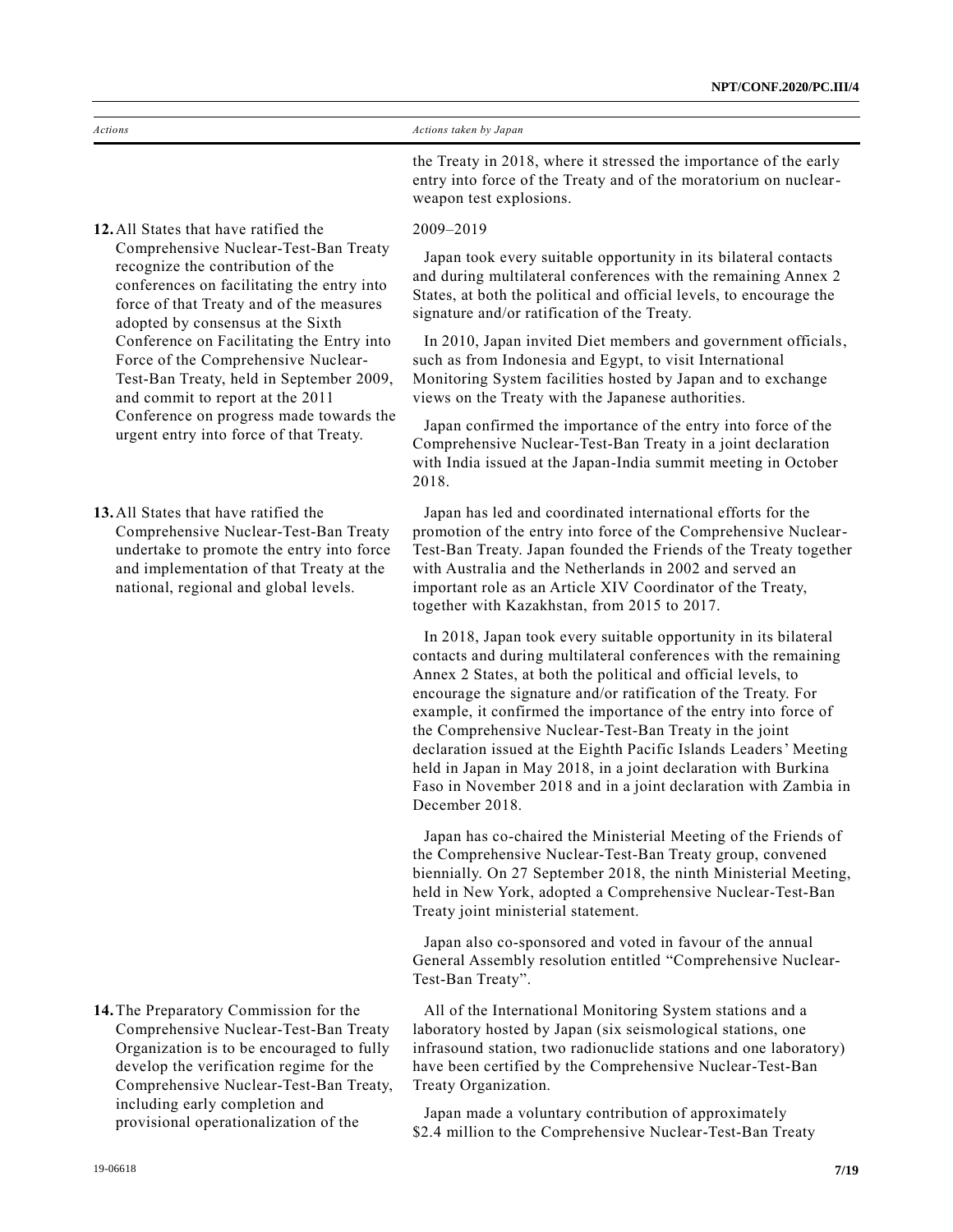| *Actions* | *Actions taken by Japan* |
|---|---|
| | the Treaty in 2018, where it stressed the importance of the early entry into force of the Treaty and of the moratorium on nuclear-weapon test explosions. |
| **12.** All States that have ratified the Comprehensive Nuclear-Test-Ban Treaty recognize the contribution of the conferences on facilitating the entry into force of that Treaty and of the measures adopted by consensus at the Sixth Conference on Facilitating the Entry into Force of the Comprehensive Nuclear-Test-Ban Treaty, held in September 2009, and commit to report at the 2011 Conference on progress made towards the urgent entry into force of that Treaty. | 2009–2019<br><br>Japan took every suitable opportunity in its bilateral contacts and during multilateral conferences with the remaining Annex 2 States, at both the political and official levels, to encourage the signature and/or ratification of the Treaty.<br><br>In 2010, Japan invited Diet members and government officials, such as from Indonesia and Egypt, to visit International Monitoring System facilities hosted by Japan and to exchange views on the Treaty with the Japanese authorities.<br><br>Japan confirmed the importance of the entry into force of the Comprehensive Nuclear-Test-Ban Treaty in a joint declaration with India issued at the Japan-India summit meeting in October 2018. |
| **13.** All States that have ratified the Comprehensive Nuclear-Test-Ban Treaty undertake to promote the entry into force and implementation of that Treaty at the national, regional and global levels. | Japan has led and coordinated international efforts for the promotion of the entry into force of the Comprehensive Nuclear-Test-Ban Treaty. Japan founded the Friends of the Treaty together with Australia and the Netherlands in 2002 and served an important role as an Article XIV Coordinator of the Treaty, together with Kazakhstan, from 2015 to 2017.<br><br>In 2018, Japan took every suitable opportunity in its bilateral contacts and during multilateral conferences with the remaining Annex 2 States, at both the political and official levels, to encourage the signature and/or ratification of the Treaty. For example, it confirmed the importance of the entry into force of the Comprehensive Nuclear-Test-Ban Treaty in the joint declaration issued at the Eighth Pacific Islands Leaders' Meeting held in Japan in May 2018, in a joint declaration with Burkina Faso in November 2018 and in a joint declaration with Zambia in December 2018.<br><br>Japan has co-chaired the Ministerial Meeting of the Friends of the Comprehensive Nuclear-Test-Ban Treaty group, convened biennially. On 27 September 2018, the ninth Ministerial Meeting, held in New York, adopted a Comprehensive Nuclear-Test-Ban Treaty joint ministerial statement.<br><br>Japan also co-sponsored and voted in favour of the annual General Assembly resolution entitled "Comprehensive Nuclear-Test-Ban Treaty". |
| **14.** The Preparatory Commission for the Comprehensive Nuclear-Test-Ban Treaty Organization is to be encouraged to fully develop the verification regime for the Comprehensive Nuclear-Test-Ban Treaty, including early completion and provisional operationalization of the | All of the International Monitoring System stations and a laboratory hosted by Japan (six seismological stations, one infrasound station, two radionuclide stations and one laboratory) have been certified by the Comprehensive Nuclear-Test-Ban Treaty Organization.<br><br>Japan made a voluntary contribution of approximately $2.4 million to the Comprehensive Nuclear-Test-Ban Treaty |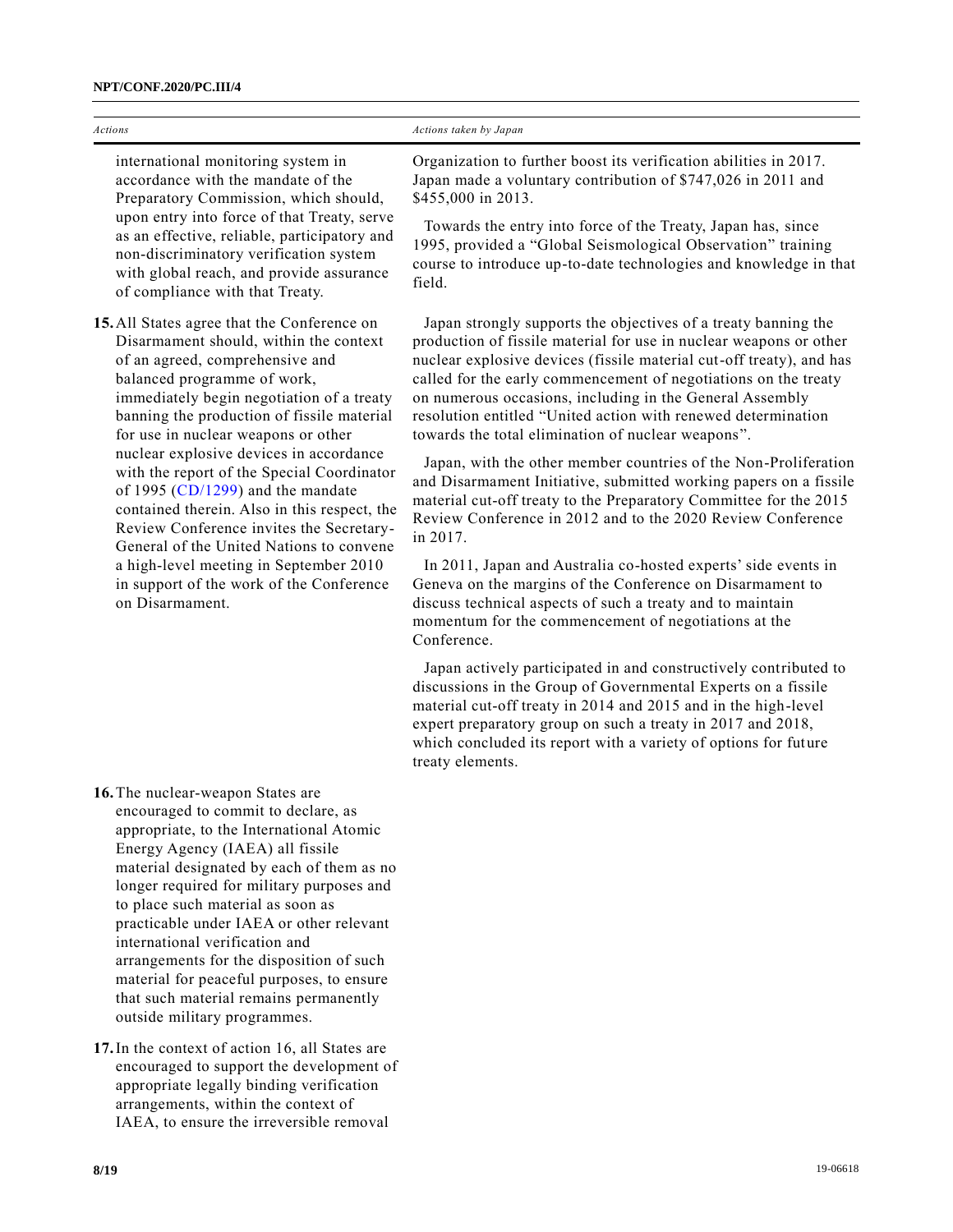| *Actions* | *Actions taken by Japan* |
|---|---|
| international monitoring system in accordance with the mandate of the Preparatory Commission, which should, upon entry into force of that Treaty, serve as an effective, reliable, participatory and non-discriminatory verification system with global reach, and provide assurance of compliance with that Treaty. | Organization to further boost its verification abilities in 2017. Japan made a voluntary contribution of $747,026 in 2011 and $455,000 in 2013.<br><br>Towards the entry into force of the Treaty, Japan has, since 1995, provided a "Global Seismological Observation" training course to introduce up-to-date technologies and knowledge in that field. |
| **15.** All States agree that the Conference on Disarmament should, within the context of an agreed, comprehensive and balanced programme of work, immediately begin negotiation of a treaty banning the production of fissile material for use in nuclear weapons or other nuclear explosive devices in accordance with the report of the Special Coordinator of 1995 (CD/1299) and the mandate contained therein. Also in this respect, the Review Conference invites the Secretary-General of the United Nations to convene a high-level meeting in September 2010 in support of the work of the Conference on Disarmament. | Japan strongly supports the objectives of a treaty banning the production of fissile material for use in nuclear weapons or other nuclear explosive devices (fissile material cut-off treaty), and has called for the early commencement of negotiations on the treaty on numerous occasions, including in the General Assembly resolution entitled "United action with renewed determination towards the total elimination of nuclear weapons".<br><br>Japan, with the other member countries of the Non-Proliferation and Disarmament Initiative, submitted working papers on a fissile material cut-off treaty to the Preparatory Committee for the 2015 Review Conference in 2012 and to the 2020 Review Conference in 2017.<br><br>In 2011, Japan and Australia co-hosted experts' side events in Geneva on the margins of the Conference on Disarmament to discuss technical aspects of such a treaty and to maintain momentum for the commencement of negotiations at the Conference.<br><br>Japan actively participated in and constructively contributed to discussions in the Group of Governmental Experts on a fissile material cut-off treaty in 2014 and 2015 and in the high-level expert preparatory group on such a treaty in 2017 and 2018, which concluded its report with a variety of options for future treaty elements. |
| **16.** The nuclear-weapon States are encouraged to commit to declare, as appropriate, to the International Atomic Energy Agency (IAEA) all fissile material designated by each of them as no longer required for military purposes and to place such material as soon as practicable under IAEA or other relevant international verification and arrangements for the disposition of such material for peaceful purposes, to ensure that such material remains permanently outside military programmes. | |
| **17.** In the context of action 16, all States are encouraged to support the development of appropriate legally binding verification arrangements, within the context of IAEA, to ensure the irreversible removal | |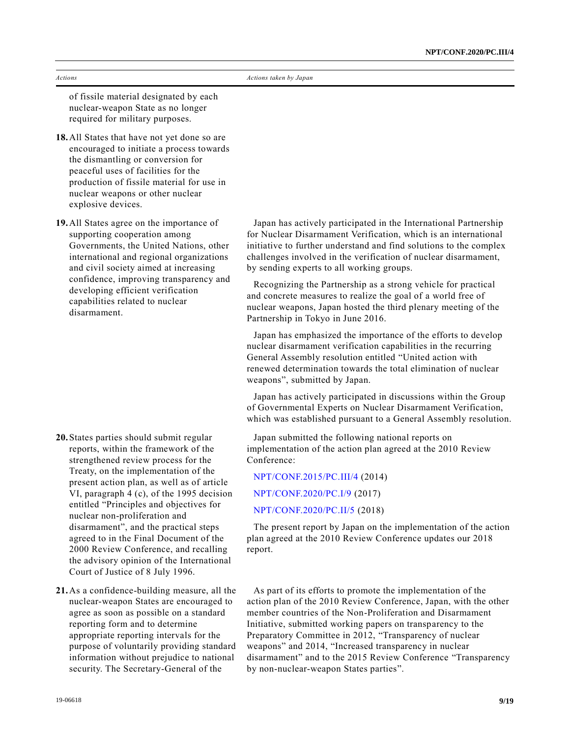| Actions | Actions taken by Japan |
|---|---|
| of fissile material designated by each nuclear-weapon State as no longer required for military purposes. | |
| **18.** All States that have not yet done so are encouraged to initiate a process towards the dismantling or conversion for peaceful uses of facilities for the production of fissile material for use in nuclear weapons or other nuclear explosive devices. | |
| **19.** All States agree on the importance of supporting cooperation among Governments, the United Nations, other international and regional organizations and civil society aimed at increasing confidence, improving transparency and developing efficient verification capabilities related to nuclear disarmament. | Japan has actively participated in the International Partnership for Nuclear Disarmament Verification, which is an international initiative to further understand and find solutions to the complex challenges involved in the verification of nuclear disarmament, by sending experts to all working groups.<br><br>Recognizing the Partnership as a strong vehicle for practical and concrete measures to realize the goal of a world free of nuclear weapons, Japan hosted the third plenary meeting of the Partnership in Tokyo in June 2016.<br><br>Japan has emphasized the importance of the efforts to develop nuclear disarmament verification capabilities in the recurring General Assembly resolution entitled "United action with renewed determination towards the total elimination of nuclear weapons", submitted by Japan.<br><br>Japan has actively participated in discussions within the Group of Governmental Experts on Nuclear Disarmament Verification, which was established pursuant to a General Assembly resolution. |
| **20.** States parties should submit regular reports, within the framework of the strengthened review process for the Treaty, on the implementation of the present action plan, as well as of article VI, paragraph 4 (c), of the 1995 decision entitled "Principles and objectives for nuclear non-proliferation and disarmament", and the practical steps agreed to in the Final Document of the 2000 Review Conference, and recalling the advisory opinion of the International Court of Justice of 8 July 1996. | Japan submitted the following national reports on implementation of the action plan agreed at the 2010 Review Conference:<br><br>NPT/CONF.2015/PC.III/4 (2014)<br><br>NPT/CONF.2020/PC.I/9 (2017)<br><br>NPT/CONF.2020/PC.II/5 (2018)<br><br>The present report by Japan on the implementation of the action plan agreed at the 2010 Review Conference updates our 2018 report. |
| **21.** As a confidence-building measure, all the nuclear-weapon States are encouraged to agree as soon as possible on a standard reporting form and to determine appropriate reporting intervals for the purpose of voluntarily providing standard information without prejudice to national security. The Secretary-General of the | As part of its efforts to promote the implementation of the action plan of the 2010 Review Conference, Japan, with the other member countries of the Non-Proliferation and Disarmament Initiative, submitted working papers on transparency to the Preparatory Committee in 2012, "Transparency of nuclear weapons" and 2014, "Increased transparency in nuclear disarmament" and to the 2015 Review Conference "Transparency by non-nuclear-weapon States parties". |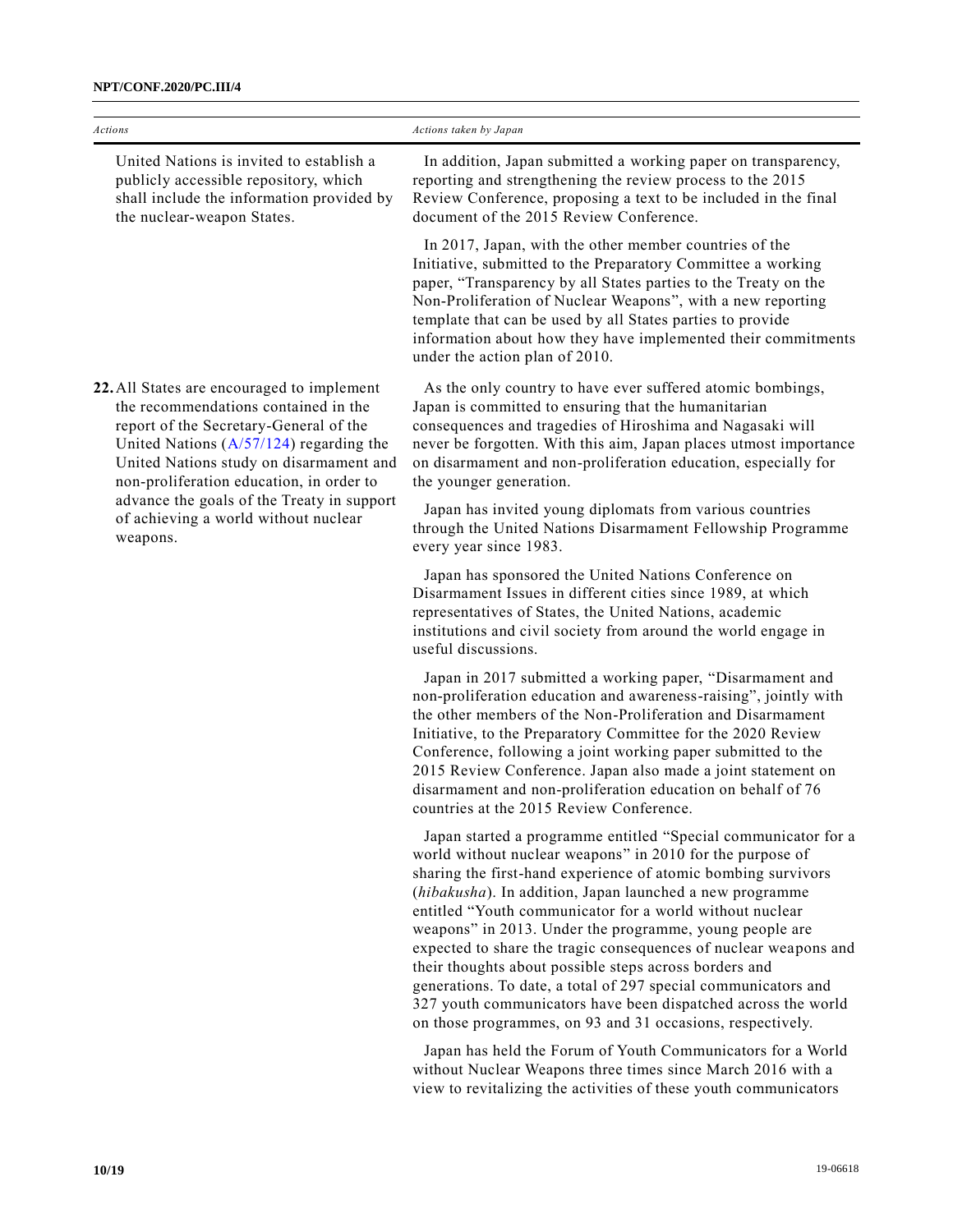| Actions | Actions taken by Japan |
| --- | --- |
| United Nations is invited to establish a publicly accessible repository, which shall include the information provided by the nuclear-weapon States. | In addition, Japan submitted a working paper on transparency, reporting and strengthening the review process to the 2015 Review Conference, proposing a text to be included in the final document of the 2015 Review Conference.<br><br>In 2017, Japan, with the other member countries of the Initiative, submitted to the Preparatory Committee a working paper, "Transparency by all States parties to the Treaty on the Non-Proliferation of Nuclear Weapons", with a new reporting template that can be used by all States parties to provide information about how they have implemented their commitments under the action plan of 2010. |
| **22.** All States are encouraged to implement the recommendations contained in the report of the Secretary-General of the United Nations (A/57/124) regarding the United Nations study on disarmament and non-proliferation education, in order to advance the goals of the Treaty in support of achieving a world without nuclear weapons. | As the only country to have ever suffered atomic bombings, Japan is committed to ensuring that the humanitarian consequences and tragedies of Hiroshima and Nagasaki will never be forgotten. With this aim, Japan places utmost importance on disarmament and non-proliferation education, especially for the younger generation.<br><br>Japan has invited young diplomats from various countries through the United Nations Disarmament Fellowship Programme every year since 1983.<br><br>Japan has sponsored the United Nations Conference on Disarmament Issues in different cities since 1989, at which representatives of States, the United Nations, academic institutions and civil society from around the world engage in useful discussions.<br><br>Japan in 2017 submitted a working paper, "Disarmament and non-proliferation education and awareness-raising", jointly with the other members of the Non-Proliferation and Disarmament Initiative, to the Preparatory Committee for the 2020 Review Conference, following a joint working paper submitted to the 2015 Review Conference. Japan also made a joint statement on disarmament and non-proliferation education on behalf of 76 countries at the 2015 Review Conference.<br><br>Japan started a programme entitled "Special communicator for a world without nuclear weapons" in 2010 for the purpose of sharing the first-hand experience of atomic bombing survivors (*hibakusha*). In addition, Japan launched a new programme entitled "Youth communicator for a world without nuclear weapons" in 2013. Under the programme, young people are expected to share the tragic consequences of nuclear weapons and their thoughts about possible steps across borders and generations. To date, a total of 297 special communicators and 327 youth communicators have been dispatched across the world on those programmes, on 93 and 31 occasions, respectively.<br><br>Japan has held the Forum of Youth Communicators for a World without Nuclear Weapons three times since March 2016 with a view to revitalizing the activities of these youth communicators |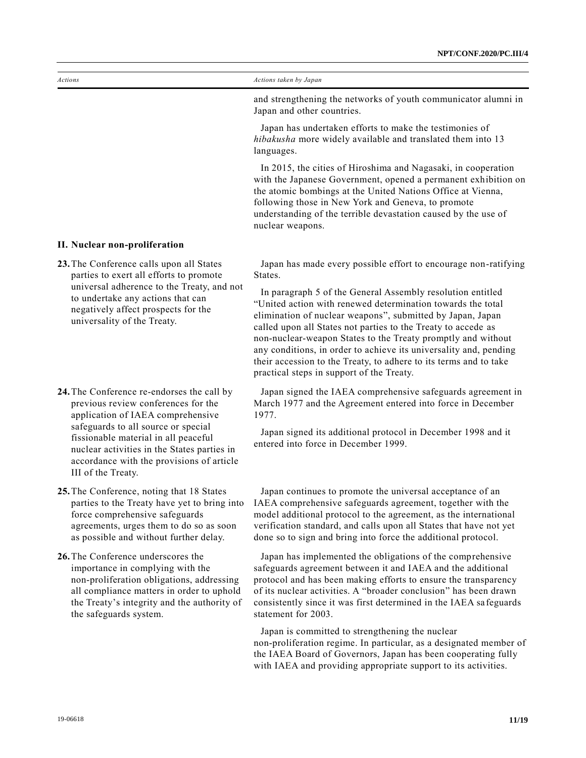| Actions | Actions taken by Japan |
|---|---|
| | and strengthening the networks of youth communicator alumni in Japan and other countries.<br><br>Japan has undertaken efforts to make the testimonies of *hibakusha* more widely available and translated them into 13 languages.<br><br>In 2015, the cities of Hiroshima and Nagasaki, in cooperation with the Japanese Government, opened a permanent exhibition on the atomic bombings at the United Nations Office at Vienna, following those in New York and Geneva, to promote understanding of the terrible devastation caused by the use of nuclear weapons. |
| **II. Nuclear non-proliferation** | |
| **23.** The Conference calls upon all States parties to exert all efforts to promote universal adherence to the Treaty, and not to undertake any actions that can negatively affect prospects for the universality of the Treaty. | Japan has made every possible effort to encourage non-ratifying States.<br><br>In paragraph 5 of the General Assembly resolution entitled "United action with renewed determination towards the total elimination of nuclear weapons", submitted by Japan, Japan called upon all States not parties to the Treaty to accede as non-nuclear-weapon States to the Treaty promptly and without any conditions, in order to achieve its universality and, pending their accession to the Treaty, to adhere to its terms and to take practical steps in support of the Treaty. |
| **24.** The Conference re-endorses the call by previous review conferences for the application of IAEA comprehensive safeguards to all source or special fissionable material in all peaceful nuclear activities in the States parties in accordance with the provisions of article III of the Treaty. | Japan signed the IAEA comprehensive safeguards agreement in March 1977 and the Agreement entered into force in December 1977.<br><br>Japan signed its additional protocol in December 1998 and it entered into force in December 1999. |
| **25.** The Conference, noting that 18 States parties to the Treaty have yet to bring into force comprehensive safeguards agreements, urges them to do so as soon as possible and without further delay. | Japan continues to promote the universal acceptance of an IAEA comprehensive safeguards agreement, together with the model additional protocol to the agreement, as the international verification standard, and calls upon all States that have not yet done so to sign and bring into force the additional protocol. |
| **26.** The Conference underscores the importance in complying with the non-proliferation obligations, addressing all compliance matters in order to uphold the Treaty's integrity and the authority of the safeguards system. | Japan has implemented the obligations of the comprehensive safeguards agreement between it and IAEA and the additional protocol and has been making efforts to ensure the transparency of its nuclear activities. A "broader conclusion" has been drawn consistently since it was first determined in the IAEA safeguards statement for 2003.<br><br>Japan is committed to strengthening the nuclear non-proliferation regime. In particular, as a designated member of the IAEA Board of Governors, Japan has been cooperating fully with IAEA and providing appropriate support to its activities. |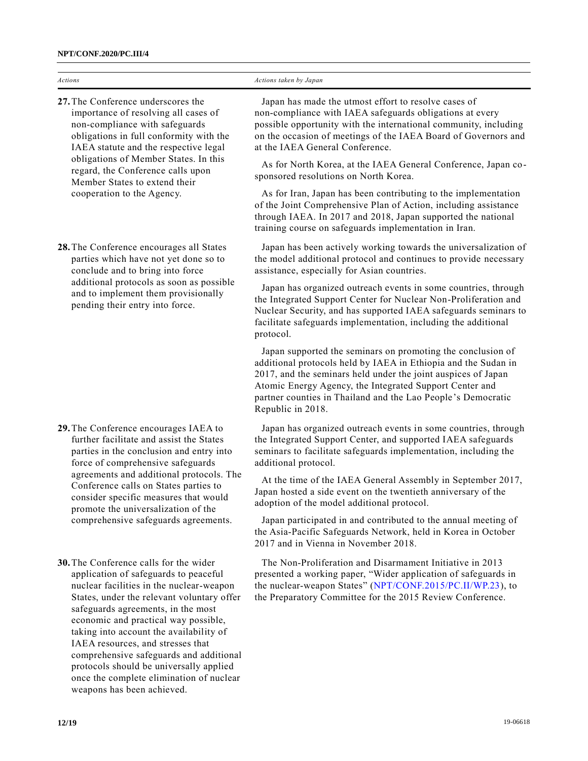| *Actions* | *Actions taken by Japan* |
| --- | --- |
| **27.** The Conference underscores the importance of resolving all cases of non-compliance with safeguards obligations in full conformity with the IAEA statute and the respective legal obligations of Member States. In this regard, the Conference calls upon Member States to extend their cooperation to the Agency. | Japan has made the utmost effort to resolve cases of non-compliance with IAEA safeguards obligations at every possible opportunity with the international community, including on the occasion of meetings of the IAEA Board of Governors and at the IAEA General Conference.<br><br>As for North Korea, at the IAEA General Conference, Japan co-sponsored resolutions on North Korea.<br><br>As for Iran, Japan has been contributing to the implementation of the Joint Comprehensive Plan of Action, including assistance through IAEA. In 2017 and 2018, Japan supported the national training course on safeguards implementation in Iran. |
| **28.** The Conference encourages all States parties which have not yet done so to conclude and to bring into force additional protocols as soon as possible and to implement them provisionally pending their entry into force. | Japan has been actively working towards the universalization of the model additional protocol and continues to provide necessary assistance, especially for Asian countries.<br><br>Japan has organized outreach events in some countries, through the Integrated Support Center for Nuclear Non-Proliferation and Nuclear Security, and has supported IAEA safeguards seminars to facilitate safeguards implementation, including the additional protocol.<br><br>Japan supported the seminars on promoting the conclusion of additional protocols held by IAEA in Ethiopia and the Sudan in 2017, and the seminars held under the joint auspices of Japan Atomic Energy Agency, the Integrated Support Center and partner counties in Thailand and the Lao People's Democratic Republic in 2018. |
| **29.** The Conference encourages IAEA to further facilitate and assist the States parties in the conclusion and entry into force of comprehensive safeguards agreements and additional protocols. The Conference calls on States parties to consider specific measures that would promote the universalization of the comprehensive safeguards agreements. | Japan has organized outreach events in some countries, through the Integrated Support Center, and supported IAEA safeguards seminars to facilitate safeguards implementation, including the additional protocol.<br><br>At the time of the IAEA General Assembly in September 2017, Japan hosted a side event on the twentieth anniversary of the adoption of the model additional protocol.<br><br>Japan participated in and contributed to the annual meeting of the Asia-Pacific Safeguards Network, held in Korea in October 2017 and in Vienna in November 2018. |
| **30.** The Conference calls for the wider application of safeguards to peaceful nuclear facilities in the nuclear-weapon States, under the relevant voluntary offer safeguards agreements, in the most economic and practical way possible, taking into account the availability of IAEA resources, and stresses that comprehensive safeguards and additional protocols should be universally applied once the complete elimination of nuclear weapons has been achieved. | The Non-Proliferation and Disarmament Initiative in 2013 presented a working paper, "Wider application of safeguards in the nuclear-weapon States" (NPT/CONF.2015/PC.II/WP.23), to the Preparatory Committee for the 2015 Review Conference. |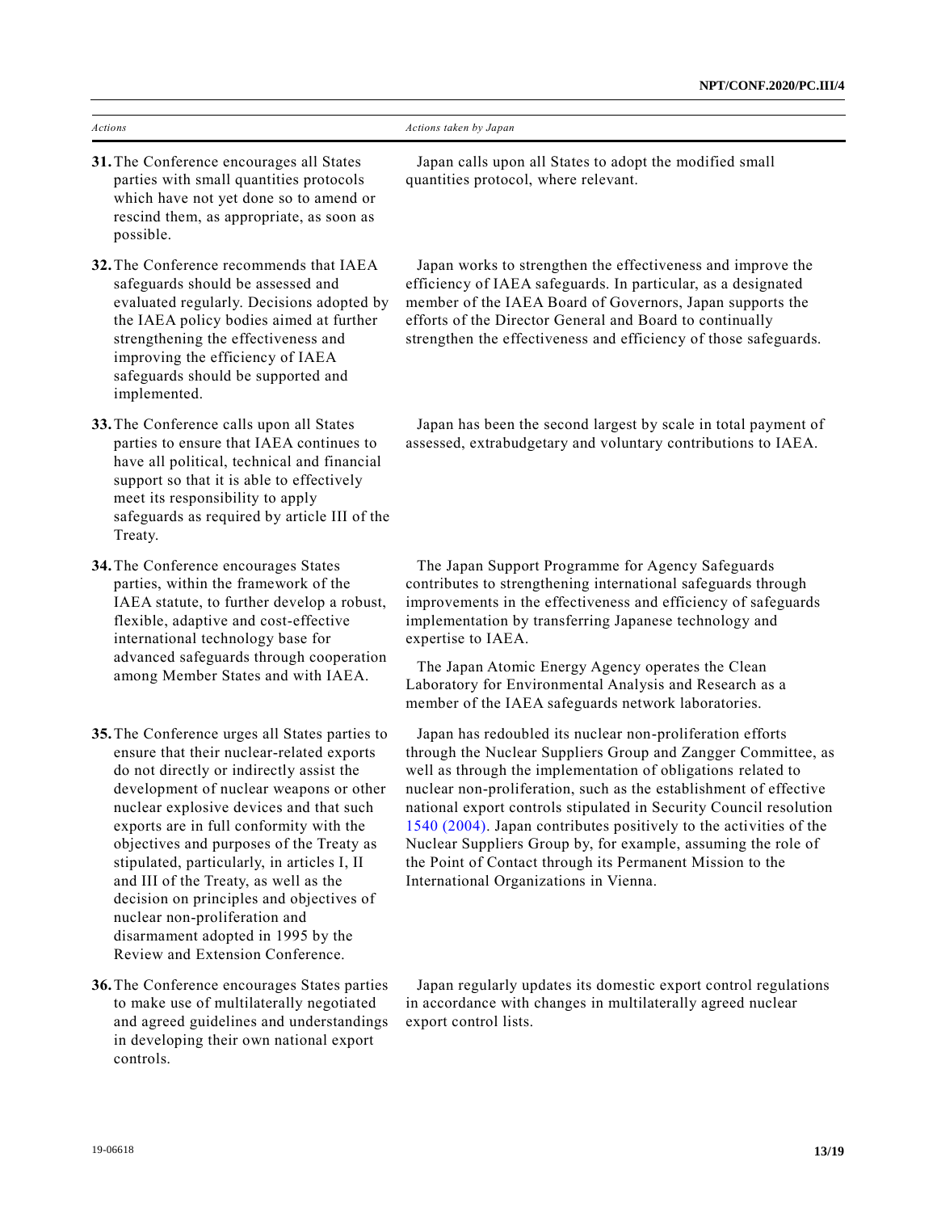| *Actions* | *Actions taken by Japan* |
|---|---|
| **31.** The Conference encourages all States parties with small quantities protocols which have not yet done so to amend or rescind them, as appropriate, as soon as possible. | Japan calls upon all States to adopt the modified small quantities protocol, where relevant. |
| **32.** The Conference recommends that IAEA safeguards should be assessed and evaluated regularly. Decisions adopted by the IAEA policy bodies aimed at further strengthening the effectiveness and improving the efficiency of IAEA safeguards should be supported and implemented. | Japan works to strengthen the effectiveness and improve the efficiency of IAEA safeguards. In particular, as a designated member of the IAEA Board of Governors, Japan supports the efforts of the Director General and Board to continually strengthen the effectiveness and efficiency of those safeguards. |
| **33.** The Conference calls upon all States parties to ensure that IAEA continues to have all political, technical and financial support so that it is able to effectively meet its responsibility to apply safeguards as required by article III of the Treaty. | Japan has been the second largest by scale in total payment of assessed, extrabudgetary and voluntary contributions to IAEA. |
| **34.** The Conference encourages States parties, within the framework of the IAEA statute, to further develop a robust, flexible, adaptive and cost-effective international technology base for advanced safeguards through cooperation among Member States and with IAEA. | The Japan Support Programme for Agency Safeguards contributes to strengthening international safeguards through improvements in the effectiveness and efficiency of safeguards implementation by transferring Japanese technology and expertise to IAEA.<br><br>The Japan Atomic Energy Agency operates the Clean Laboratory for Environmental Analysis and Research as a member of the IAEA safeguards network laboratories. |
| **35.** The Conference urges all States parties to ensure that their nuclear-related exports do not directly or indirectly assist the development of nuclear weapons or other nuclear explosive devices and that such exports are in full conformity with the objectives and purposes of the Treaty as stipulated, particularly, in articles I, II and III of the Treaty, as well as the decision on principles and objectives of nuclear non-proliferation and disarmament adopted in 1995 by the Review and Extension Conference. | Japan has redoubled its nuclear non-proliferation efforts through the Nuclear Suppliers Group and Zangger Committee, as well as through the implementation of obligations related to nuclear non-proliferation, such as the establishment of effective national export controls stipulated in Security Council resolution 1540 (2004). Japan contributes positively to the activities of the Nuclear Suppliers Group by, for example, assuming the role of the Point of Contact through its Permanent Mission to the International Organizations in Vienna. |
| **36.** The Conference encourages States parties to make use of multilaterally negotiated and agreed guidelines and understandings in developing their own national export controls. | Japan regularly updates its domestic export control regulations in accordance with changes in multilaterally agreed nuclear export control lists. |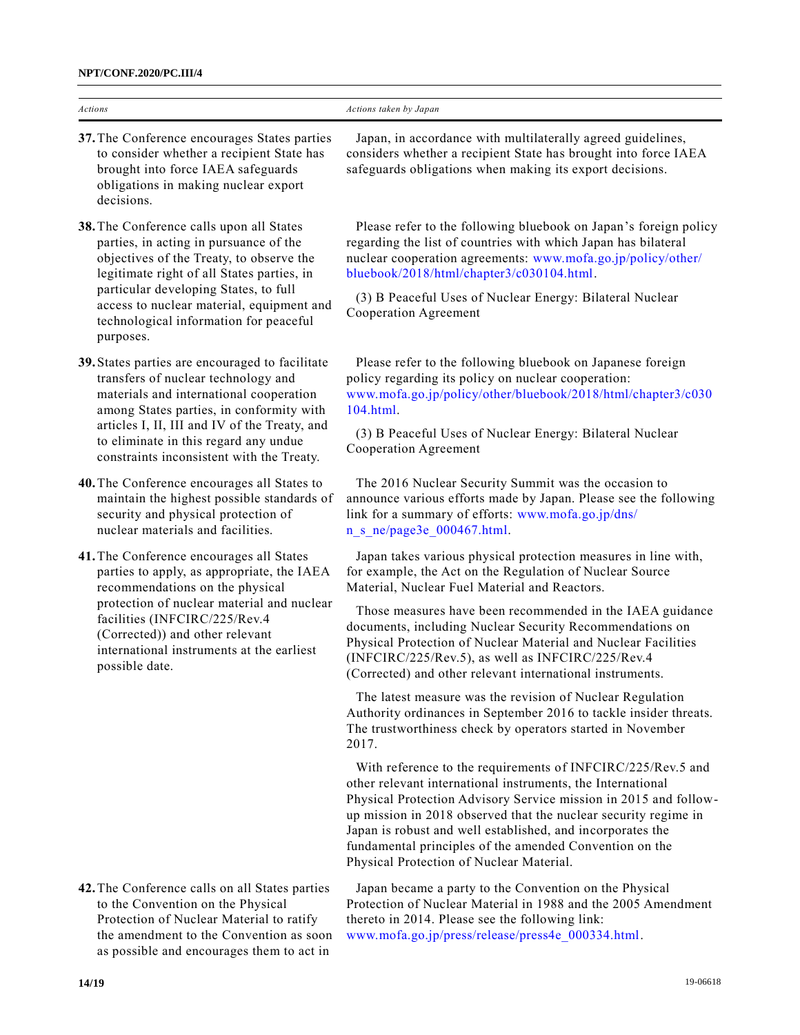| Actions | Actions taken by Japan |
|---|---|
| **37.** The Conference encourages States parties to consider whether a recipient State has brought into force IAEA safeguards obligations in making nuclear export decisions. | Japan, in accordance with multilaterally agreed guidelines, considers whether a recipient State has brought into force IAEA safeguards obligations when making its export decisions. |
| **38.** The Conference calls upon all States parties, in acting in pursuance of the objectives of the Treaty, to observe the legitimate right of all States parties, in particular developing States, to full access to nuclear material, equipment and technological information for peaceful purposes. | Please refer to the following bluebook on Japan's foreign policy regarding the list of countries with which Japan has bilateral nuclear cooperation agreements: www.mofa.go.jp/policy/other/bluebook/2018/html/chapter3/c030104.html.<br><br>(3) B Peaceful Uses of Nuclear Energy: Bilateral Nuclear Cooperation Agreement |
| **39.** States parties are encouraged to facilitate transfers of nuclear technology and materials and international cooperation among States parties, in conformity with articles I, II, III and IV of the Treaty, and to eliminate in this regard any undue constraints inconsistent with the Treaty. | Please refer to the following bluebook on Japanese foreign policy regarding its policy on nuclear cooperation: www.mofa.go.jp/policy/other/bluebook/2018/html/chapter3/c030104.html.<br><br>(3) B Peaceful Uses of Nuclear Energy: Bilateral Nuclear Cooperation Agreement |
| **40.** The Conference encourages all States to maintain the highest possible standards of security and physical protection of nuclear materials and facilities. | The 2016 Nuclear Security Summit was the occasion to announce various efforts made by Japan. Please see the following link for a summary of efforts: www.mofa.go.jp/dns/n_s_ne/page3e_000467.html. |
| **41.** The Conference encourages all States parties to apply, as appropriate, the IAEA recommendations on the physical protection of nuclear material and nuclear facilities (INFCIRC/225/Rev.4 (Corrected)) and other relevant international instruments at the earliest possible date. | Japan takes various physical protection measures in line with, for example, the Act on the Regulation of Nuclear Source Material, Nuclear Fuel Material and Reactors.<br><br>Those measures have been recommended in the IAEA guidance documents, including Nuclear Security Recommendations on Physical Protection of Nuclear Material and Nuclear Facilities (INFCIRC/225/Rev.5), as well as INFCIRC/225/Rev.4 (Corrected) and other relevant international instruments.<br><br>The latest measure was the revision of Nuclear Regulation Authority ordinances in September 2016 to tackle insider threats. The trustworthiness check by operators started in November 2017.<br><br>With reference to the requirements of INFCIRC/225/Rev.5 and other relevant international instruments, the International Physical Protection Advisory Service mission in 2015 and follow-up mission in 2018 observed that the nuclear security regime in Japan is robust and well established, and incorporates the fundamental principles of the amended Convention on the Physical Protection of Nuclear Material. |
| **42.** The Conference calls on all States parties to the Convention on the Physical Protection of Nuclear Material to ratify the amendment to the Convention as soon as possible and encourages them to act in | Japan became a party to the Convention on the Physical Protection of Nuclear Material in 1988 and the 2005 Amendment thereto in 2014. Please see the following link: www.mofa.go.jp/press/release/press4e_000334.html. |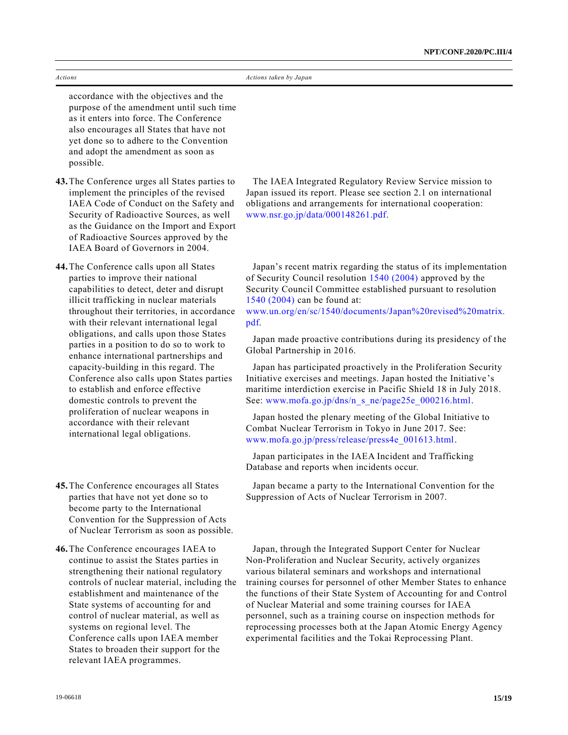| *Actions* | *Actions taken by Japan* |
|---|---|
| accordance with the objectives and the purpose of the amendment until such time as it enters into force. The Conference also encourages all States that have not yet done so to adhere to the Convention and adopt the amendment as soon as possible. | |
| **43.** The Conference urges all States parties to implement the principles of the revised IAEA Code of Conduct on the Safety and Security of Radioactive Sources, as well as the Guidance on the Import and Export of Radioactive Sources approved by the IAEA Board of Governors in 2004. | The IAEA Integrated Regulatory Review Service mission to Japan issued its report. Please see section 2.1 on international obligations and arrangements for international cooperation: www.nsr.go.jp/data/000148261.pdf. |
| **44.** The Conference calls upon all States parties to improve their national capabilities to detect, deter and disrupt illicit trafficking in nuclear materials throughout their territories, in accordance with their relevant international legal obligations, and calls upon those States parties in a position to do so to work to enhance international partnerships and capacity-building in this regard. The Conference also calls upon States parties to establish and enforce effective domestic controls to prevent the proliferation of nuclear weapons in accordance with their relevant international legal obligations. | Japan's recent matrix regarding the status of its implementation of Security Council resolution 1540 (2004) approved by the Security Council Committee established pursuant to resolution 1540 (2004) can be found at: www.un.org/en/sc/1540/documents/Japan%20revised%20matrix.pdf.<br><br>Japan made proactive contributions during its presidency of the Global Partnership in 2016.<br><br>Japan has participated proactively in the Proliferation Security Initiative exercises and meetings. Japan hosted the Initiative's maritime interdiction exercise in Pacific Shield 18 in July 2018. See: www.mofa.go.jp/dns/n_s_ne/page25e_000216.html.<br><br>Japan hosted the plenary meeting of the Global Initiative to Combat Nuclear Terrorism in Tokyo in June 2017. See: www.mofa.go.jp/press/release/press4e_001613.html.<br><br>Japan participates in the IAEA Incident and Trafficking Database and reports when incidents occur. |
| **45.** The Conference encourages all States parties that have not yet done so to become party to the International Convention for the Suppression of Acts of Nuclear Terrorism as soon as possible. | Japan became a party to the International Convention for the Suppression of Acts of Nuclear Terrorism in 2007. |
| **46.** The Conference encourages IAEA to continue to assist the States parties in strengthening their national regulatory controls of nuclear material, including the establishment and maintenance of the State systems of accounting for and control of nuclear material, as well as systems on regional level. The Conference calls upon IAEA member States to broaden their support for the relevant IAEA programmes. | Japan, through the Integrated Support Center for Nuclear Non-Proliferation and Nuclear Security, actively organizes various bilateral seminars and workshops and international training courses for personnel of other Member States to enhance the functions of their State System of Accounting for and Control of Nuclear Material and some training courses for IAEA personnel, such as a training course on inspection methods for reprocessing processes both at the Japan Atomic Energy Agency experimental facilities and the Tokai Reprocessing Plant. |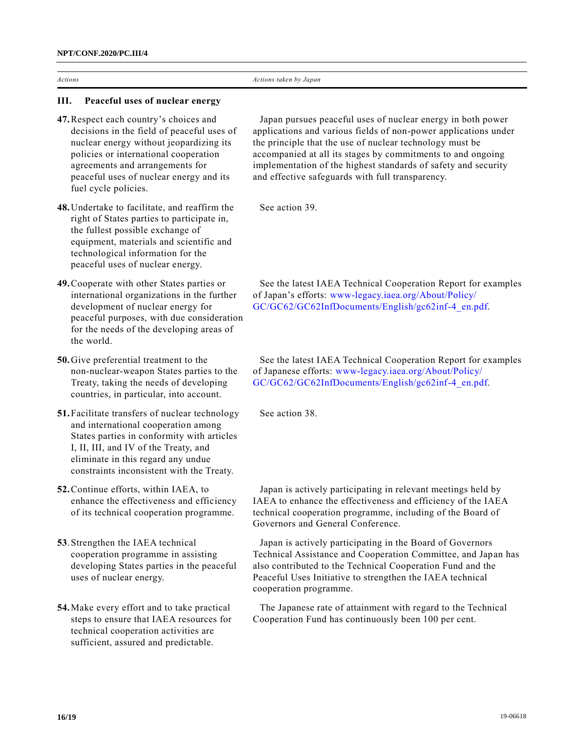| *Actions* | *Actions taken by Japan* |
| --- | --- |
| **III. Peaceful uses of nuclear energy** | |
| **47.** Respect each country's choices and decisions in the field of peaceful uses of nuclear energy without jeopardizing its policies or international cooperation agreements and arrangements for peaceful uses of nuclear energy and its fuel cycle policies. | Japan pursues peaceful uses of nuclear energy in both power applications and various fields of non-power applications under the principle that the use of nuclear technology must be accompanied at all its stages by commitments to and ongoing implementation of the highest standards of safety and security and effective safeguards with full transparency. |
| **48.** Undertake to facilitate, and reaffirm the right of States parties to participate in, the fullest possible exchange of equipment, materials and scientific and technological information for the peaceful uses of nuclear energy. | See action 39. |
| **49.** Cooperate with other States parties or international organizations in the further development of nuclear energy for peaceful purposes, with due consideration for the needs of the developing areas of the world. | See the latest IAEA Technical Cooperation Report for examples of Japan's efforts: www-legacy.iaea.org/About/Policy/GC/GC62/GC62InfDocuments/English/gc62inf-4_en.pdf. |
| **50.** Give preferential treatment to the non-nuclear-weapon States parties to the Treaty, taking the needs of developing countries, in particular, into account. | See the latest IAEA Technical Cooperation Report for examples of Japanese efforts: www-legacy.iaea.org/About/Policy/GC/GC62/GC62InfDocuments/English/gc62inf-4_en.pdf. |
| **51.** Facilitate transfers of nuclear technology and international cooperation among States parties in conformity with articles I, II, III, and IV of the Treaty, and eliminate in this regard any undue constraints inconsistent with the Treaty. | See action 38. |
| **52.** Continue efforts, within IAEA, to enhance the effectiveness and efficiency of its technical cooperation programme. | Japan is actively participating in relevant meetings held by IAEA to enhance the effectiveness and efficiency of the IAEA technical cooperation programme, including of the Board of Governors and General Conference. |
| **53.** Strengthen the IAEA technical cooperation programme in assisting developing States parties in the peaceful uses of nuclear energy. | Japan is actively participating in the Board of Governors Technical Assistance and Cooperation Committee, and Japan has also contributed to the Technical Cooperation Fund and the Peaceful Uses Initiative to strengthen the IAEA technical cooperation programme. |
| **54.** Make every effort and to take practical steps to ensure that IAEA resources for technical cooperation activities are sufficient, assured and predictable. | The Japanese rate of attainment with regard to the Technical Cooperation Fund has continuously been 100 per cent. |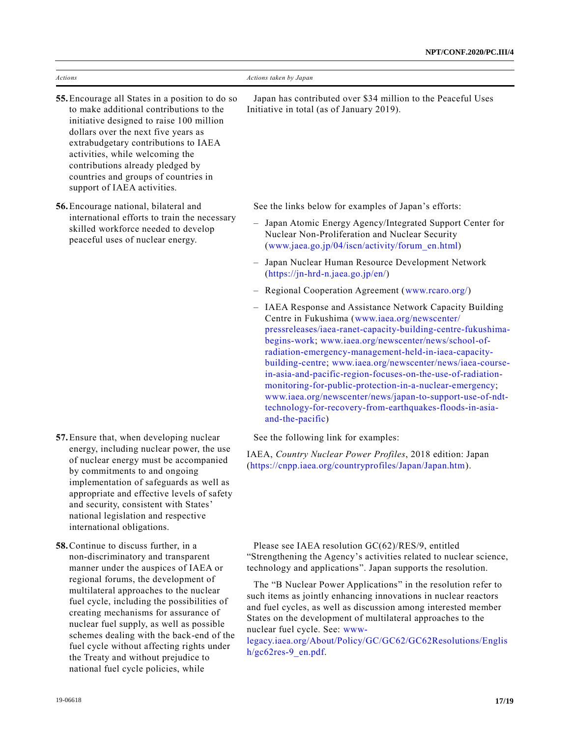| *Actions* | *Actions taken by Japan* |
|---|---|
| **55.** Encourage all States in a position to do so to make additional contributions to the initiative designed to raise 100 million dollars over the next five years as extrabudgetary contributions to IAEA activities, while welcoming the contributions already pledged by countries and groups of countries in support of IAEA activities. | Japan has contributed over $34 million to the Peaceful Uses Initiative in total (as of January 2019). |
| **56.** Encourage national, bilateral and international efforts to train the necessary skilled workforce needed to develop peaceful uses of nuclear energy. | See the links below for examples of Japan's efforts:<br>– Japan Atomic Energy Agency/Integrated Support Center for Nuclear Non-Proliferation and Nuclear Security (www.jaea.go.jp/04/iscn/activity/forum_en.html)<br>– Japan Nuclear Human Resource Development Network (https://jn-hrd-n.jaea.go.jp/en/)<br>– Regional Cooperation Agreement (www.rcaro.org/)<br>– IAEA Response and Assistance Network Capacity Building Centre in Fukushima (www.iaea.org/newscenter/pressreleases/iaea-ranet-capacity-building-centre-fukushima-begins-work; www.iaea.org/newscenter/news/school-of-radiation-emergency-management-held-in-iaea-capacity-building-centre; www.iaea.org/newscenter/news/iaea-course-in-asia-and-pacific-region-focuses-on-the-use-of-radiation-monitoring-for-public-protection-in-a-nuclear-emergency; www.iaea.org/newscenter/news/japan-to-support-use-of-ndt-technology-for-recovery-from-earthquakes-floods-in-asia-and-the-pacific) |
| **57.** Ensure that, when developing nuclear energy, including nuclear power, the use of nuclear energy must be accompanied by commitments to and ongoing implementation of safeguards as well as appropriate and effective levels of safety and security, consistent with States' national legislation and respective international obligations. | See the following link for examples:<br>IAEA, *Country Nuclear Power Profiles*, 2018 edition: Japan (https://cnpp.iaea.org/countryprofiles/Japan/Japan.htm). |
| **58.** Continue to discuss further, in a non-discriminatory and transparent manner under the auspices of IAEA or regional forums, the development of multilateral approaches to the nuclear fuel cycle, including the possibilities of creating mechanisms for assurance of nuclear fuel supply, as well as possible schemes dealing with the back-end of the fuel cycle without affecting rights under the Treaty and without prejudice to national fuel cycle policies, while | Please see IAEA resolution GC(62)/RES/9, entitled "Strengthening the Agency's activities related to nuclear science, technology and applications". Japan supports the resolution.<br>The "B Nuclear Power Applications" in the resolution refer to such items as jointly enhancing innovations in nuclear reactors and fuel cycles, as well as discussion among interested member States on the development of multilateral approaches to the nuclear fuel cycle. See: www-legacy.iaea.org/About/Policy/GC/GC62/GC62Resolutions/English/gc62res-9_en.pdf. |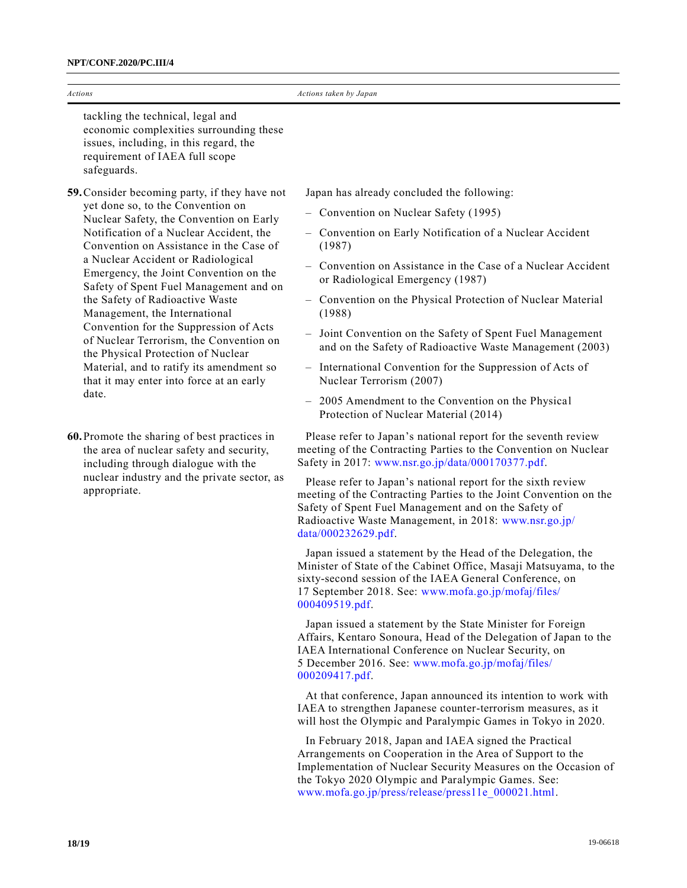| Actions | Actions taken by Japan |
|---|---|
| tackling the technical, legal and economic complexities surrounding these issues, including, in this regard, the requirement of IAEA full scope safeguards. | |
| **59.** Consider becoming party, if they have not yet done so, to the Convention on Nuclear Safety, the Convention on Early Notification of a Nuclear Accident, the Convention on Assistance in the Case of a Nuclear Accident or Radiological Emergency, the Joint Convention on the Safety of Spent Fuel Management and on the Safety of Radioactive Waste Management, the International Convention for the Suppression of Acts of Nuclear Terrorism, the Convention on the Physical Protection of Nuclear Material, and to ratify its amendment so that it may enter into force at an early date. | Japan has already concluded the following:<br>– Convention on Nuclear Safety (1995)<br>– Convention on Early Notification of a Nuclear Accident (1987)<br>– Convention on Assistance in the Case of a Nuclear Accident or Radiological Emergency (1987)<br>– Convention on the Physical Protection of Nuclear Material (1988)<br>– Joint Convention on the Safety of Spent Fuel Management and on the Safety of Radioactive Waste Management (2003)<br>– International Convention for the Suppression of Acts of Nuclear Terrorism (2007)<br>– 2005 Amendment to the Convention on the Physical Protection of Nuclear Material (2014) |
| **60.** Promote the sharing of best practices in the area of nuclear safety and security, including through dialogue with the nuclear industry and the private sector, as appropriate. | Please refer to Japan's national report for the seventh review meeting of the Contracting Parties to the Convention on Nuclear Safety in 2017: www.nsr.go.jp/data/000170377.pdf.<br><br>Please refer to Japan's national report for the sixth review meeting of the Contracting Parties to the Joint Convention on the Safety of Spent Fuel Management and on the Safety of Radioactive Waste Management, in 2018: www.nsr.go.jp/data/000232629.pdf.<br><br>Japan issued a statement by the Head of the Delegation, the Minister of State of the Cabinet Office, Masaji Matsuyama, to the sixty-second session of the IAEA General Conference, on 17 September 2018. See: www.mofa.go.jp/mofaj/files/000409519.pdf.<br><br>Japan issued a statement by the State Minister for Foreign Affairs, Kentaro Sonoura, Head of the Delegation of Japan to the IAEA International Conference on Nuclear Security, on 5 December 2016. See: www.mofa.go.jp/mofaj/files/000209417.pdf.<br><br>At that conference, Japan announced its intention to work with IAEA to strengthen Japanese counter-terrorism measures, as it will host the Olympic and Paralympic Games in Tokyo in 2020.<br><br>In February 2018, Japan and IAEA signed the Practical Arrangements on Cooperation in the Area of Support to the Implementation of Nuclear Security Measures on the Occasion of the Tokyo 2020 Olympic and Paralympic Games. See: www.mofa.go.jp/press/release/press11e_000021.html. |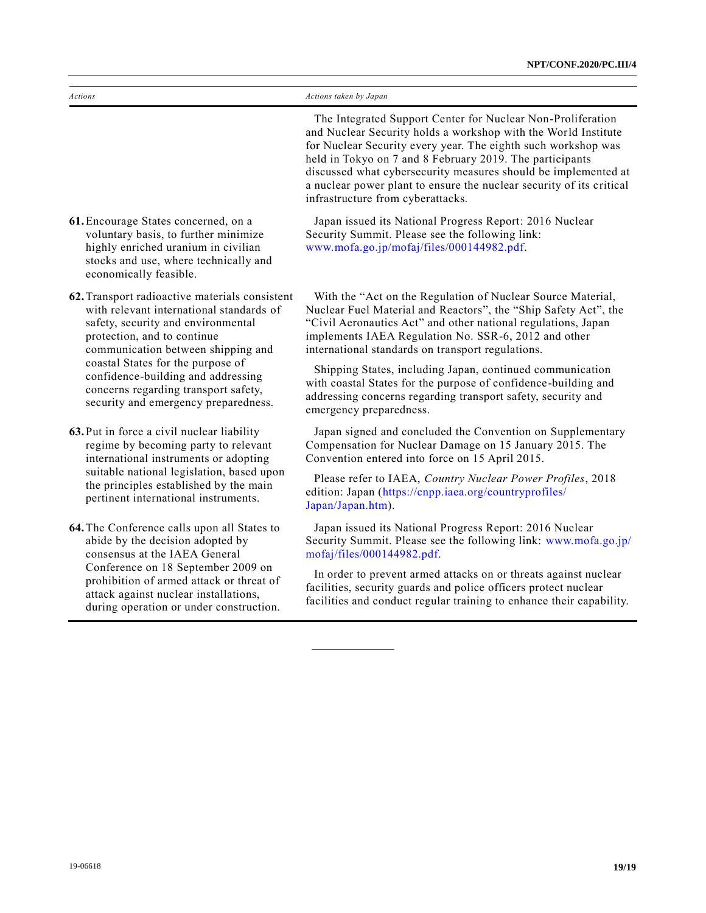| Actions | Actions taken by Japan |
|---|---|
| | The Integrated Support Center for Nuclear Non-Proliferation and Nuclear Security holds a workshop with the World Institute for Nuclear Security every year. The eighth such workshop was held in Tokyo on 7 and 8 February 2019. The participants discussed what cybersecurity measures should be implemented at a nuclear power plant to ensure the nuclear security of its critical infrastructure from cyberattacks. |
| **61.** Encourage States concerned, on a voluntary basis, to further minimize highly enriched uranium in civilian stocks and use, where technically and economically feasible. | Japan issued its National Progress Report: 2016 Nuclear Security Summit. Please see the following link: www.mofa.go.jp/mofaj/files/000144982.pdf. |
| **62.** Transport radioactive materials consistent with relevant international standards of safety, security and environmental protection, and to continue communication between shipping and coastal States for the purpose of confidence-building and addressing concerns regarding transport safety, security and emergency preparedness. | With the "Act on the Regulation of Nuclear Source Material, Nuclear Fuel Material and Reactors", the "Ship Safety Act", the "Civil Aeronautics Act" and other national regulations, Japan implements IAEA Regulation No. SSR-6, 2012 and other international standards on transport regulations.<br><br>Shipping States, including Japan, continued communication with coastal States for the purpose of confidence-building and addressing concerns regarding transport safety, security and emergency preparedness. |
| **63.** Put in force a civil nuclear liability regime by becoming party to relevant international instruments or adopting suitable national legislation, based upon the principles established by the main pertinent international instruments. | Japan signed and concluded the Convention on Supplementary Compensation for Nuclear Damage on 15 January 2015. The Convention entered into force on 15 April 2015.<br><br>Please refer to IAEA, *Country Nuclear Power Profiles*, 2018 edition: Japan (https://cnpp.iaea.org/countryprofiles/Japan/Japan.htm). |
| **64.** The Conference calls upon all States to abide by the decision adopted by consensus at the IAEA General Conference on 18 September 2009 on prohibition of armed attack or threat of attack against nuclear installations, during operation or under construction. | Japan issued its National Progress Report: 2016 Nuclear Security Summit. Please see the following link: www.mofa.go.jp/mofaj/files/000144982.pdf.<br><br>In order to prevent armed attacks on or threats against nuclear facilities, security guards and police officers protect nuclear facilities and conduct regular training to enhance their capability. |